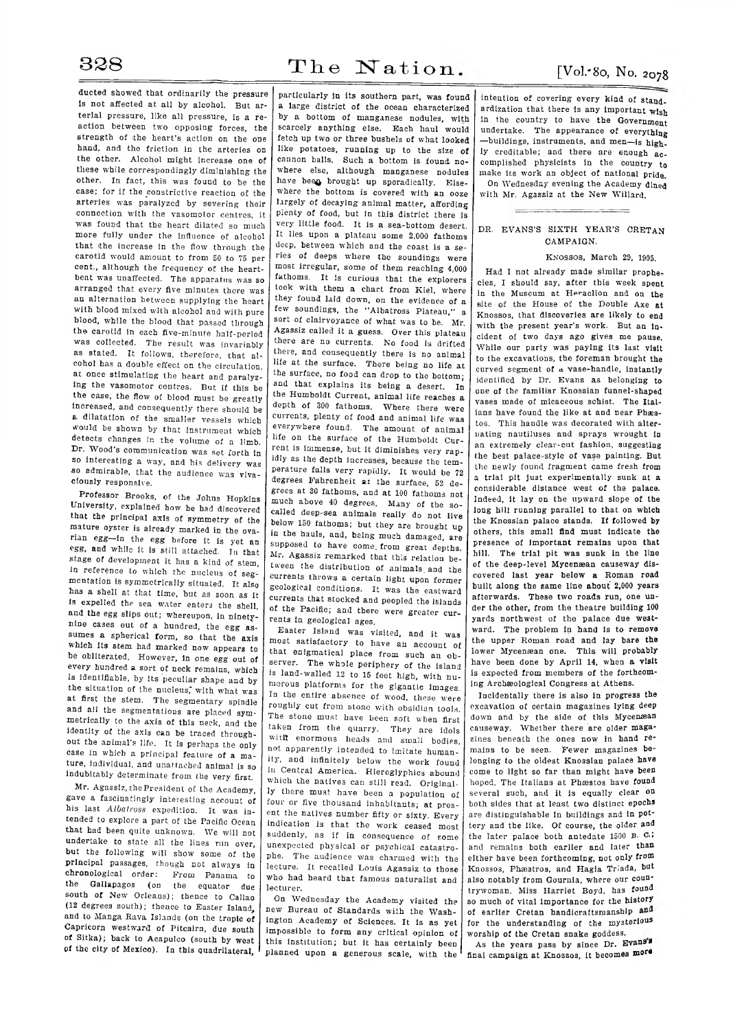ducted showed that ordinarily the pressure is not affected at all by alcohol. But arterial pressure, like all pressure, is a reaction between two opposing forces, the strength of the heart's action on the one hand, and the friction in the arteries on the other. Alcohol might increase one of these while correspondingly diminishing the other. In fact, this was found to be the case; for if the constrictive reaction of the arteries was paralyzed by severing their connection with the vasomotor centres, it was found that the heart dilated so much more fully under the influence of alcohol that the increase in the flow through the carotid would amount to from 50 to 75 per cent., although the frequency of the heart-beat was unaffected. The apparatus was so arranged that every five minutes there was an alternation between supplying the heart with blood mixed with alcohol and with pure blood, while the blood that passed through the carotid in each five-minute half-period was collected. The result was invariably as stated. It follows, therefore, that alcohol has a double effect on the circulation, at once stimulating the heart and paralyzing the vasomotor centres. But if this be the case, the flow of blood must be greatly increased, and consequently there should be a dilatation of the smaller vessels which would be shown by that instrument which detects changes in the volume of a limb. Dr. Wood's communication was set forth in so interesting a way, and his delivery was so admirable, that the audience was vivaciously responsive.

Professor Brooks, of the Johns Hopkins University, explained how he had discovered that the principal axis of symmetry of the mature oyster is already marked in the ovarian egg—in the egg before it is yet an egg, and while it is still attached. In that stage of development it has a kind of stem, in reference to which the nucleus of segmentation is symmetrically situated. It also has a shell at that time, but as soon as it is expelled the sea water enters the shell, and the egg slips out; whereupon, in ninety-nine cases out of a hundred, the egg assumes a spherical form, so that the axis which its stem had marked now appears to be obliterated. However, in one egg out of every hundred a sort of neck remains, which is identifiable, by its peculiar shape and by the situation of the nucleus, with what was at first the stem. The segmentary spindle and all the segmentations are placed symmetrically to the axis of this neck, and the identity of the axis can be traced throughout the animal's life. It is perhaps the only case in which a principal feature of a mature, individual, and unattached animal is so indubitably determinate from the very first.

Mr. Agassiz, the President of the Academy, gave a fascinatingly interesting account of his last *Albatross* expedition. It was intended to explore a part of the Pacific Ocean that had been quite unknown. We will not undertake to state all the lines run over, but the following will show some of the principal passages, though not always in chronological order: From Panama to the Gallapagos (on the equator due south of New Orleans); thence to Callao (12 degrees south); thence to Easter Island, and to Manga Rava Islands (on the tropic of Capricorn westward of Pitcairn, due south of Sitka); back to Acapulco (south by west of the city of Mexico). In this quadrilateral, particularly in its southern part, was found a large district of the ocean characterized by a bottom of manganese nodules, with scarcely anything else. Each haul would fetch up two or three bushels of what looked like potatoes, running up to the size of cannon balls. Such a bottom is found nowhere else, although manganese nodules have been brought up sporadically. Elsewhere the bottom is covered with an ooze largely of decaying animal matter, affording plenty of food, but in this district there is very little food. It is a sea-bottom desert. It lies upon a plateau some 2,000 fathoms deep, between which and the coast is a series of deeps where the soundings were most irregular, some of them reaching 4,000 fathoms. It is curious that the explorers took with them a chart from Kiel, where they found laid down, on the evidence of a few soundings, the "Albatross Plateau," a sort of clairvoyance of what was to be. Mr. Agassiz called it a guess. Over this plateau there are no currents. No food is drifted there, and consequently there is no animal life at the surface. There being no life at the surface, no food can drop to the bottom; and that explains its being a desert. In the Humboldt Current, animal life reaches a depth of 300 fathoms. Where there were currents, plenty of food and animal life was everywhere found. The amount of animal life on the surface of the Humboldt Current is immense, but it diminishes very rapidly as the depth increases, because the temperature falls very rapidly. It would be 72 degrees Fahrenheit at the surface, 52 degrees at 30 fathoms, and at 100 fathoms not much above 40 degrees. Many of the so-called deep-sea animals really do not live below 150 fathoms; but they are brought up in the hauls, and, being much damaged, are supposed to have come from great depths. Mr. Agassiz remarked that this relation between the distribution of animals and the currents throws a certain light upon former geological conditions. It was the eastward currents that stocked and peopled the islands of the Pacific; and there were greater currents in geological ages.

Easter Island was visited, and it was most satisfactory to have an account of that enigmatical place from such an observer. The whole periphery of the island is land-walled 12 to 15 feet high, with numerous platforms for the gigantic images. In the entire absence of wood, these were roughly cut from stone with obsidian tools. The stone must have been soft when first taken from the quarry. They are idols with enormous heads and small bodies, not apparently intended to imitate humanity, and infinitely below the work found in Central America. Hieroglyphics abound which the natives can still read. Originally there must have been a population of four or five thousand inhabitants; at present the natives number fifty or sixty. Every indication is that the work ceased most suddenly, as if in consequence of some unexpected physical or psychical catastrophe. The audience was charmed with the lecture. It recalled Louis Agassiz to those who had heard that famous naturalist and lecturer.

On Wednesday the Academy visited the new Bureau of Standards with the Washington Academy of Sciences. It is as yet impossible to form any critical opinion of this institution; but it has certainly been planned upon a generous scale, with the intention of covering every kind of standardization that there is any important wish in the country to have the Government undertake. The appearance of everything—buildings, instruments, and men—is highly creditable; and there are enough accomplished physicists in the country to make its work an object of national pride.

On Wednesday evening the Academy dined with Mr. Agassiz at the New Willard.

## DR. EVANS'S SIXTH YEAR'S CRETAN CAMPAIGN.

KNOSSOS, March 29, 1905.

Had I not already made similar prophecies, I should say, after this week spent in the Museum at Heraclion and on the site of the House of the Double Axe at Knossos, that discoveries are likely to end with the present year's work. But an incident of two days ago gives me pause. While our party was paying its last visit to the excavations, the foreman brought the curved segment of a vase-handle, instantly identified by Dr. Evans as belonging to one of the familiar Knossian funnel-shaped vases made of micaceous schist. The Italians have found the like at and near Phæstos. This handle was decorated with alternating nautiluses and sprays wrought in an extremely clear-cut fashion, suggesting the best palace-style of vase painting. But the newly found fragment came fresh from a trial pit just experimentally sunk at a considerable distance west of the palace. Indeed, it lay on the upward slope of the long hill running parallel to that on which the Knossian palace stands. If followed by others, this small find must indicate the presence of important remains upon that hill. The trial pit was sunk in the line of the deep-level Mycenæan causeway discovered last year below a Roman road built along the same line about 2,000 years afterwards. These two roads run, one under the other, from the theatre building 100 yards northwest of the palace due westward. The problem in hand is to remove the upper Roman road and lay bare the lower Mycenæan one. This will probably have been done by April 14, when a visit is expected from members of the forthcoming Archæological Congress at Athens.

Incidentally there is also in progress the excavation of certain magazines lying deep down and by the side of this Mycenæan causeway. Whether there are older magazines beneath the ones now in hand remains to be seen. Fewer magazines belonging to the oldest Knossian palace have come to light so far than might have been hoped. The Italians at Phæstos have found several such, and it is equally clear on both sides that at least two distinct epochs are distinguishable in buildings and in pottery and the like. Of course, the older and the later palace both antedate 1500 B. C.; and remains both earlier and later than either have been forthcoming, not only from Knossos, Phæstros, and Hagia Triada, but also notably from Gournia, where our countrywoman, Miss Harriet Boyd, has found so much of vital importance for the history of earlier Cretan handicraftsmanship and for the understanding of the mysterious worship of the Cretan snake goddess.

As the years pass by since Dr. Evans's final campaign at Knossos, it becomes more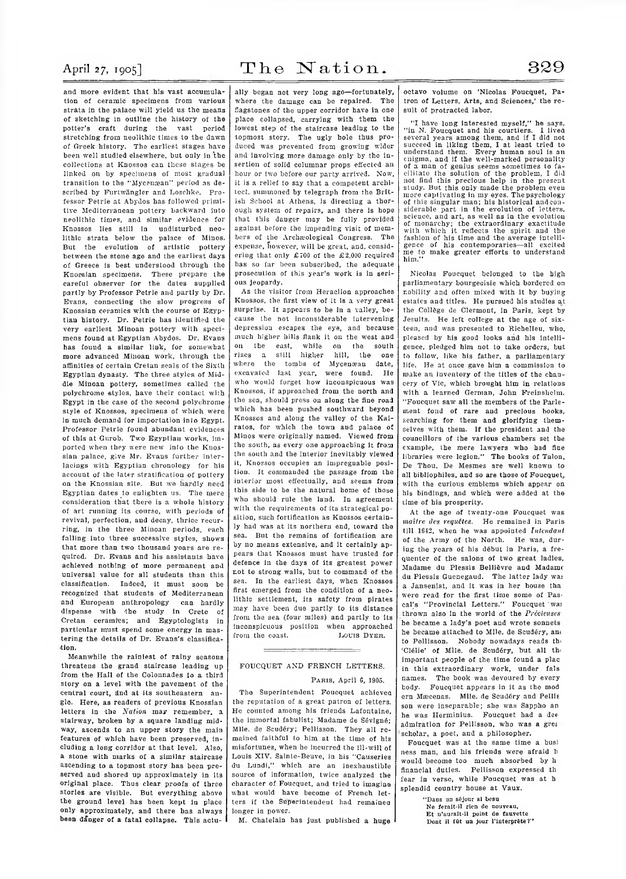and more evident that his vast accumulation of ceramic specimens from various strata in the palace will yield us the means of sketching in outline the history of the potter's craft during the vast period stretching from neolithic times to the dawn of Greek history. The earliest stages have been well studied elsewhere, but only in the collections at Knossos can these stages be linked on by specimens of most gradual transition to the "Mycenæan" period as described by Furtwängler and Loschke. Professor Petrie at Abydos has followed primitive Mediterranean pottery backward into neolithic times, and similar evidence for Knossos lies still in undisturbed neolithic strata below the palace of Minos. But the evolution of artistic pottery between the stone age and the earliest days of Greece is best understood through the Knossian specimens. These prepare the careful observer for the dates supplied partly by Professor Petrie and partly by Dr. Evans, connecting the slow progress of Knossian ceramics with the course of Egyptian history. Dr. Petrie has identified the very earliest Minoan pottery with specimens found at Egyptian Abydos. Dr. Evans has found a similar link, for somewhat more advanced Minoan work, through the affinities of certain Cretan seals of the Sixth Egyptian dynasty. The three styles of Middle Minoan pottery, sometimes called the polychrome styles, have their contact with Egypt in the case of the second polychrome style of Knossos, specimens of which were in much demand for importation into Egypt. Professor Petrie found abundant evidences of this at Gurob. Two Egyptian works, imported when they were new into the Knossian palace, give Mr. Evans further interlacings with Egyptian chronology for his account of the later stratification of pottery on the Knossian site. But we hardly need Egyptian dates to enlighten us. The mere consideration that there is a whole history of art running its course, with periods of revival, perfection, and decay, thrice recurring, in the three Minoan periods, each falling into three successive styles, shows that more than two thousand years are required. Dr. Evans and his assistants have achieved nothing of more permanent and universal value for all students than this classification. Indeed, it must soon be recognized that students of Mediterranean and European anthropology can hardly dispense with the study in Crete of Cretan ceramics; and Egyptologists in particular must spend some energy in mastering the details of Dr. Evans's classification.

Meanwhile the rainiest of rainy seasons threatens the grand staircase leading up from the Hall of the Colonnades to a third story on a level with the pavement of the central court, and at its southeastern angle. Here, as readers of previous Knossian letters in the *Nation* may remember, a stairway, broken by a square landing midway, ascends to an upper story the main features of which have been preserved, including a long corridor at that level. Also, a stone with marks of a similar staircase ascending to a topmost story has been preserved and shored up approximately in its original place. Thus clear proofs of three stories are visible. But everything above the ground level has been kept in place only approximately, and there has always been danger of a fatal collapse. This actually began not very long ago—fortunately, where the damage can be repaired. The flagstones of the upper corridor have in one place collapsed, carrying with them the lowest step of the staircase leading to the topmost story. The ugly hole thus produced was prevented from growing wider and involving more damage only by the insertion of solid columnar props effected an hour or two before our party arrived. Now, it is a relief to say that a competent architect, summoned by telegraph from the British School at Athens, is directing a thorough system of repairs, and there is hope that this danger may be fully provided against before the impending visit of members of the Archæological Congress. The expense, however, will be great, and, considering that only £700 of the £2,000 required has so far been subscribed, the adequate prosecution of this year's work is in serious jeopardy.

As the visitor from Heraclion approaches Knossos, the first view of it is a very great surprise. It appears to be in a valley, because the not inconsiderable intervening depression escapes the eye, and because much higher hills flank it on the west and on the east, while on the south rises a still higher hill, the one where the tombs of Mycenæan date, excavated last year, were found. He who would forget how inconspicuous was Knossos, if approached from the north and the sea, should press on along the fine road which has been pushed southward beyond Knossos and along the valley of the Kairatos, for which the town and palace of Minos were originally named. Viewed from the south, as every one approaching it from the south and the interior inevitably viewed it, Knossos occupies an impregnable position. It commanded the passage from the interior most effectually, and seems from this side to be the natural home of those who should rule the land. In agreement with the requirements of its strategical position, such fortification as Knossos certainly had was at its northern end, toward the sea. But the remains of fortification are by no means extensive, and it certainly appears that Knossos must have trusted for defence in the days of its greatest power not to strong walls, but to command of the sea. In the earliest days, when Knossos first emerged from the condition of a neolithic settlement, its safety from pirates may have been due partly to its distance from the sea (four miles) and partly to its inconspicuous position when approached from the coast.

LOUIS DYER.

## FOUCQUET AND FRENCH LETTERS.

PARIS, April 6, 1905.

The Superintendent Foucquet achieved the reputation of a great patron of letters. He counted among his friends Lafontaine, the immortal fabulist; Madame de Sévigné; Mlle. de Scudéry; Pellisson. They all remained faithful to him at the time of his misfortunes, when he incurred the ill-will of Louis XIV. Sainte-Beuve, in his "Causeries du Lundi," which are an inexhaustible source of information, twice analyzed the character of Foucquet, and tried to imagine what would have become of French letters if the Superintendent had remained longer in power.

M. Chatelain has just published a huge octavo volume on 'Nicolas Foucquet, Patron of Letters, Arts, and Sciences,' the result of protracted labor.

"I have long interested myself," he says, "in N. Foucquet and his courtiers. I lived several years among them, and if I did not succeed in liking them, I at least tried to understand them. Every human soul is an enigma, and if the well-marked personality of a man of genius seems sometimes to facilitate the solution of the problem, I did not find this precious help in the present study. But this only made the problem even more captivating in my eyes. The psychology of this singular man; his historical and considerable part in the evolution of letters, science, and art, as well as in the evolution of monarchy; the extraordinary exactitude with which it reflects the spirit and the fashion of his time and the average intelligence of his contemporaries—all excited me to make greater efforts to understand him."

Nicolas Foucquet belonged to the high parliamentary bourgeoisie which bordered on nobility and often mixed with it by buying estates and titles. He pursued his studies at the Collège de Clermont, in Paris, kept by Jesuits. He left college at the age of sixteen, and was presented to Richelieu, who, pleased by his good looks and his intelligence, pledged him not to take orders, but to follow, like his father, a parliamentary life. He at once gave him a commission to make an inventory of the titles of the chancery of Vic, which brought him in relations with a learned German, John Freinsheim. "Foucquet saw all the members of the Parlement fond of rare and precious books, searching for them and glorifying themselves with them. If the president and the councillors of the various chambers set the example, the mere lawyers who had fine libraries were legion." The books of Talon, De Thou, De Mesmes are well known to all bibliophiles, and so are those of Foucquet, with the curious emblems which appear on his bindings, and which were added at the time of his prosperity.

At the age of twenty-one Foucquet was *maître des requêtes*. He remained in Paris till 1642, when he was appointed *Intendant* of the Army of the North. He was, during the years of his début in Paris, a frequenter of the salons of two great ladies, Madame du Plessis Bellièvre and Madame du Plessis Guenegaud. The latter lady was a Jansenist, and it was in her house that were read for the first time some of Pascal's "Provincial Letters." Foucquet was thrown also in the world of the *Précieuses*; he became a lady's poet and wrote sonnets; he became attached to Mlle. de Scudéry, and to Pellisson. Nobody nowadays reads the 'Clélie' of Mlle. de Scudéry, but all the important people of the time found a place in this extraordinary work, under false names. The book was devoured by everybody. Foucquet appears in it as the modern Mæcenas. Mlle. de Scudéry and Pellisson were inseparable; she was Sappho and he was Herminius. Foucquet had a deep admiration for Pellisson, who was a great scholar, a poet, and a philosopher.

Foucquet was at the same time a business man, and his friends were afraid he would become too much absorbed by his financial duties. Pellisson expressed the fear in verse, while Foucquet was at his splendid country house at Vaux.

> "Dans un séjour si beau
> Ne ferait-il rien de nouveau,
> Et n'aurait-il point de fauvette
> Dont il fût un jour l'interprète?"